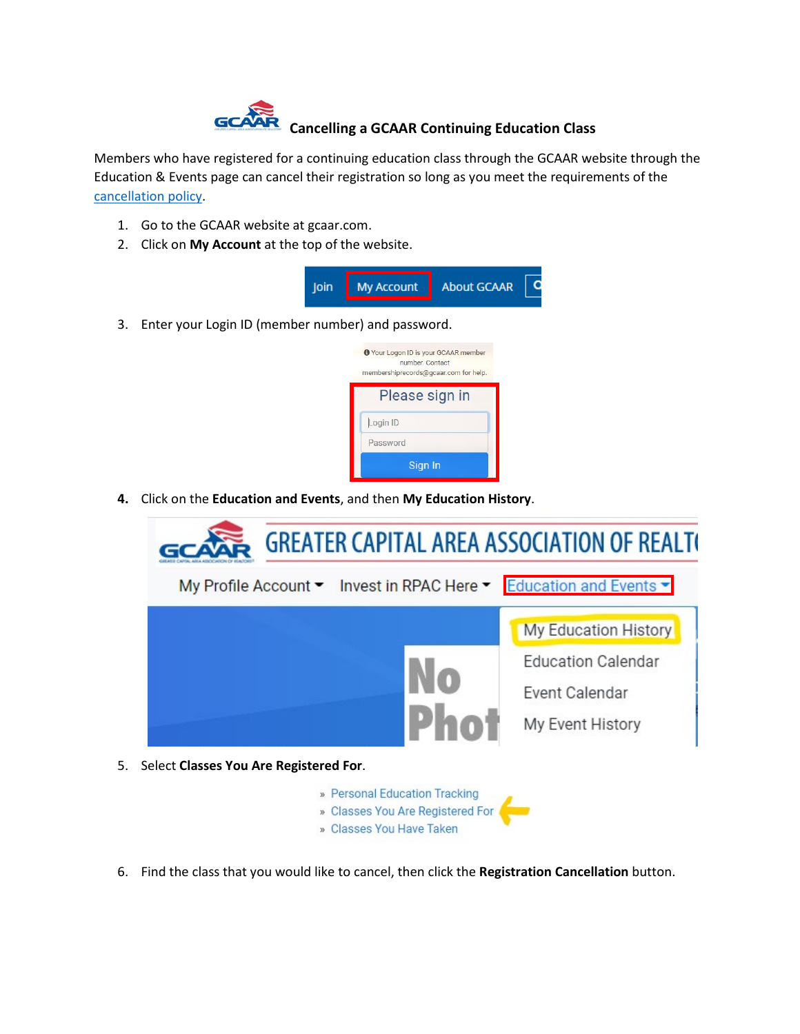# Cancelling a GCAAR Continuing Education Class

Members who have registered for a continuing education class through the GCAAR website through the Education & Events page can cancel their registration so long as you meet the requirements of the cancellation policy.

1. Go to the GCAAR website at gcaar.com.
2. Click on **My Account** at the top of the website.
3. Enter your Login ID (member number) and password.
4. Click on the **Education and Events**, and then **My Education History**.
5. Select **Classes You Are Registered For**.
6. Find the class that you would like to cancel, then click the **Registration Cancellation** button.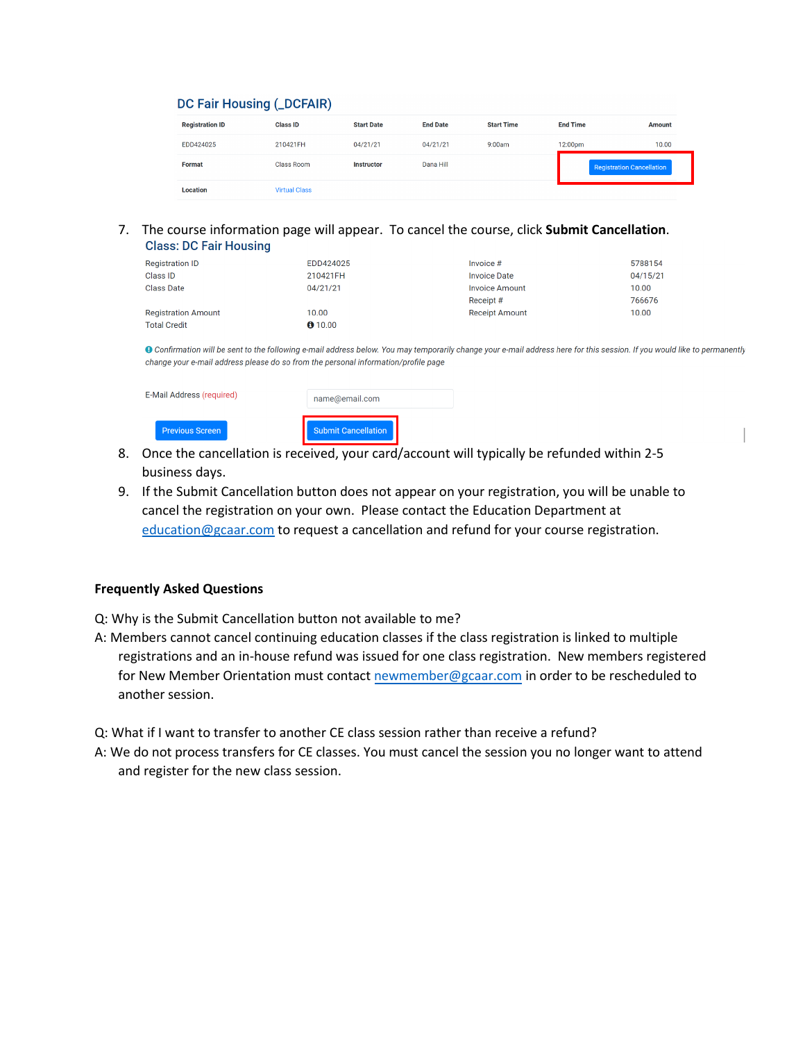### DC Fair Housing (_DCFAIR)

| Registration ID | Class ID | Start Date | End Date | Start Time | End Time | Amount |
|---|---|---|---|---|---|---|
| EDD424025 | 210421FH | 04/21/21 | 04/21/21 | 9:00am | 12:00pm | 10.00 |
| Format | Class Room | Instructor | Dana Hill | | Registration Cancellation | |
| Location | Virtual Class | | | | | |

7. The course information page will appear. To cancel the course, click **Submit Cancellation**.

### Class: DC Fair Housing

| | | | |
|---|---|---|---|
| Registration ID | EDD424025 | Invoice # | 5788154 |
| Class ID | 210421FH | Invoice Date | 04/15/21 |
| Class Date | 04/21/21 | Invoice Amount | 10.00 |
| | | Receipt # | 766676 |
| Registration Amount | 10.00 | Receipt Amount | 10.00 |
| Total Credit | 10.00 | | |

*Confirmation will be sent to the following e-mail address below. You may temporarily change your e-mail address here for this session. If you would like to permanently change your e-mail address please do so from the personal information/profile page*

E-Mail Address (required) name@email.com

Previous Screen Submit Cancellation

8. Once the cancellation is received, your card/account will typically be refunded within 2-5 business days.
9. If the Submit Cancellation button does not appear on your registration, you will be unable to cancel the registration on your own. Please contact the Education Department at education@gcaar.com to request a cancellation and refund for your course registration.

**Frequently Asked Questions**

Q: Why is the Submit Cancellation button not available to me?

A: Members cannot cancel continuing education classes if the class registration is linked to multiple registrations and an in-house refund was issued for one class registration. New members registered for New Member Orientation must contact newmember@gcaar.com in order to be rescheduled to another session.

Q: What if I want to transfer to another CE class session rather than receive a refund?

A: We do not process transfers for CE classes. You must cancel the session you no longer want to attend and register for the new class session.